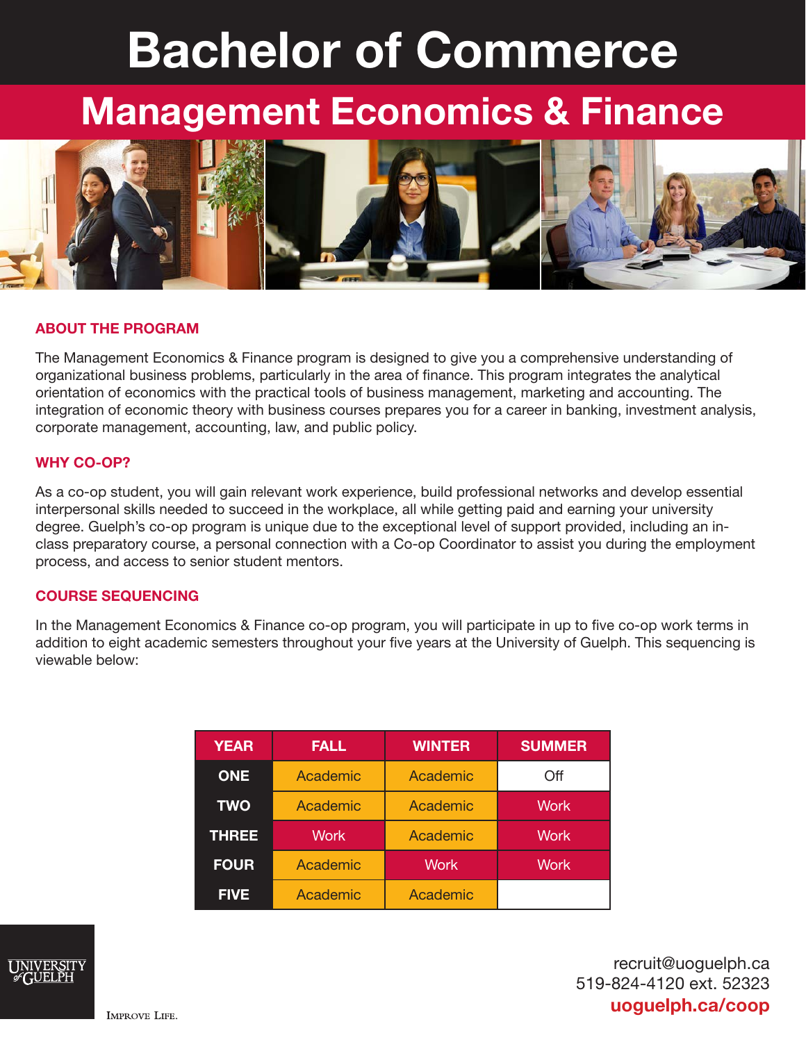# Bachelor of Commerce

## Management Economics & Finance

### ABOUT THE PROGRAM

The Management Economics & Finance program is designed to give you a comprehensive understanding of organizational business problems, particularly in the area of finance. This program integrates the analytical orientation of economics with the practical tools of business management, marketing and accounting. The integration of economic theory with business courses prepares you for a career in banking, investment analysis, corporate management, accounting, law, and public policy.

### WHY CO-OP?

As a co-op student, you will gain relevant work experience, build professional networks and develop essential interpersonal skills needed to succeed in the workplace, all while getting paid and earning your university degree. Guelph's co-op program is unique due to the exceptional level of support provided, including an in-class preparatory course, a personal connection with a Co-op Coordinator to assist you during the employment process, and access to senior student mentors.

### COURSE SEQUENCING

In the Management Economics & Finance co-op program, you will participate in up to five co-op work terms in addition to eight academic semesters throughout your five years at the University of Guelph. This sequencing is viewable below:

| YEAR | FALL | WINTER | SUMMER |
|---|---|---|---|
| ONE | Academic | Academic | Off |
| TWO | Academic | Academic | Work |
| THREE | Work | Academic | Work |
| FOUR | Academic | Work | Work |
| FIVE | Academic | Academic | |

UNIVERSITY of GUELPH

IMPROVE LIFE.

recruit@uoguelph.ca
519-824-4120 ext. 52323
**uoguelph.ca/coop**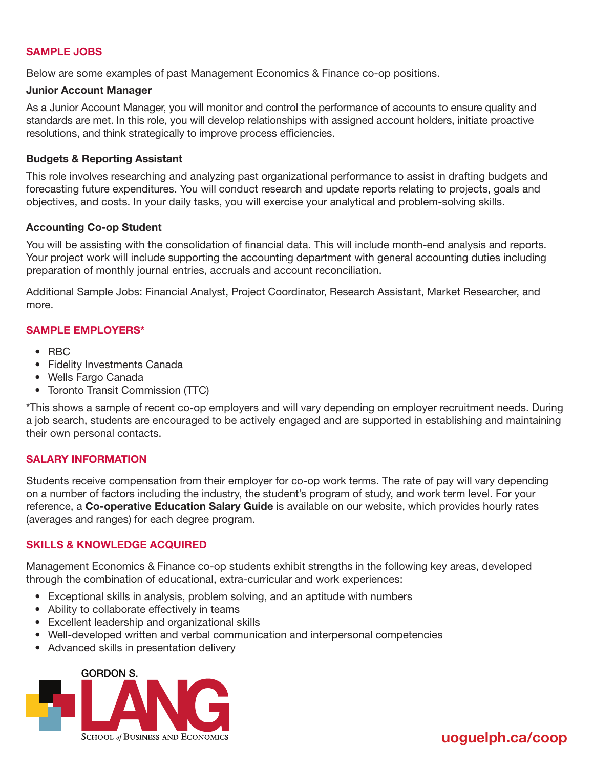## SAMPLE JOBS

Below are some examples of past Management Economics & Finance co-op positions.

### Junior Account Manager

As a Junior Account Manager, you will monitor and control the performance of accounts to ensure quality and standards are met. In this role, you will develop relationships with assigned account holders, initiate proactive resolutions, and think strategically to improve process efficiencies.

### Budgets & Reporting Assistant

This role involves researching and analyzing past organizational performance to assist in drafting budgets and forecasting future expenditures. You will conduct research and update reports relating to projects, goals and objectives, and costs. In your daily tasks, you will exercise your analytical and problem-solving skills.

### Accounting Co-op Student

You will be assisting with the consolidation of financial data. This will include month-end analysis and reports. Your project work will include supporting the accounting department with general accounting duties including preparation of monthly journal entries, accruals and account reconciliation.

Additional Sample Jobs: Financial Analyst, Project Coordinator, Research Assistant, Market Researcher, and more.

## SAMPLE EMPLOYERS*

- RBC
- Fidelity Investments Canada
- Wells Fargo Canada
- Toronto Transit Commission (TTC)

*This shows a sample of recent co-op employers and will vary depending on employer recruitment needs. During a job search, students are encouraged to be actively engaged and are supported in establishing and maintaining their own personal contacts.

## SALARY INFORMATION

Students receive compensation from their employer for co-op work terms. The rate of pay will vary depending on a number of factors including the industry, the student's program of study, and work term level. For your reference, a **Co-operative Education Salary Guide** is available on our website, which provides hourly rates (averages and ranges) for each degree program.

## SKILLS & KNOWLEDGE ACQUIRED

Management Economics & Finance co-op students exhibit strengths in the following key areas, developed through the combination of educational, extra-curricular and work experiences:

- Exceptional skills in analysis, problem solving, and an aptitude with numbers
- Ability to collaborate effectively in teams
- Excellent leadership and organizational skills
- Well-developed written and verbal communication and interpersonal competencies
- Advanced skills in presentation delivery

GORDON S. LANG
SCHOOL *of* BUSINESS AND ECONOMICS

uoguelph.ca/coop